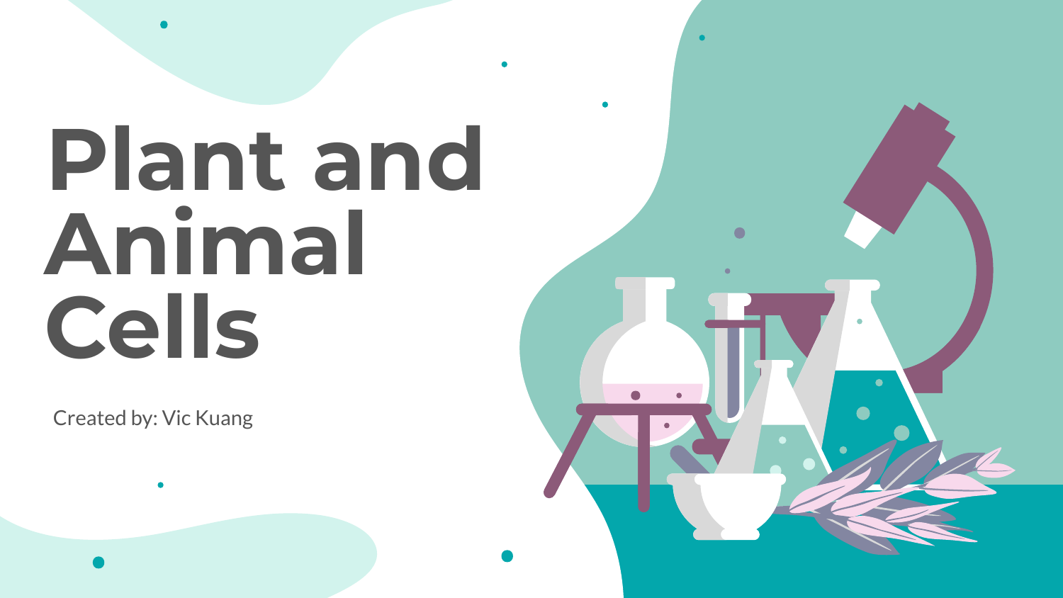# Plant and Animal Cells

Created by: Vic Kuang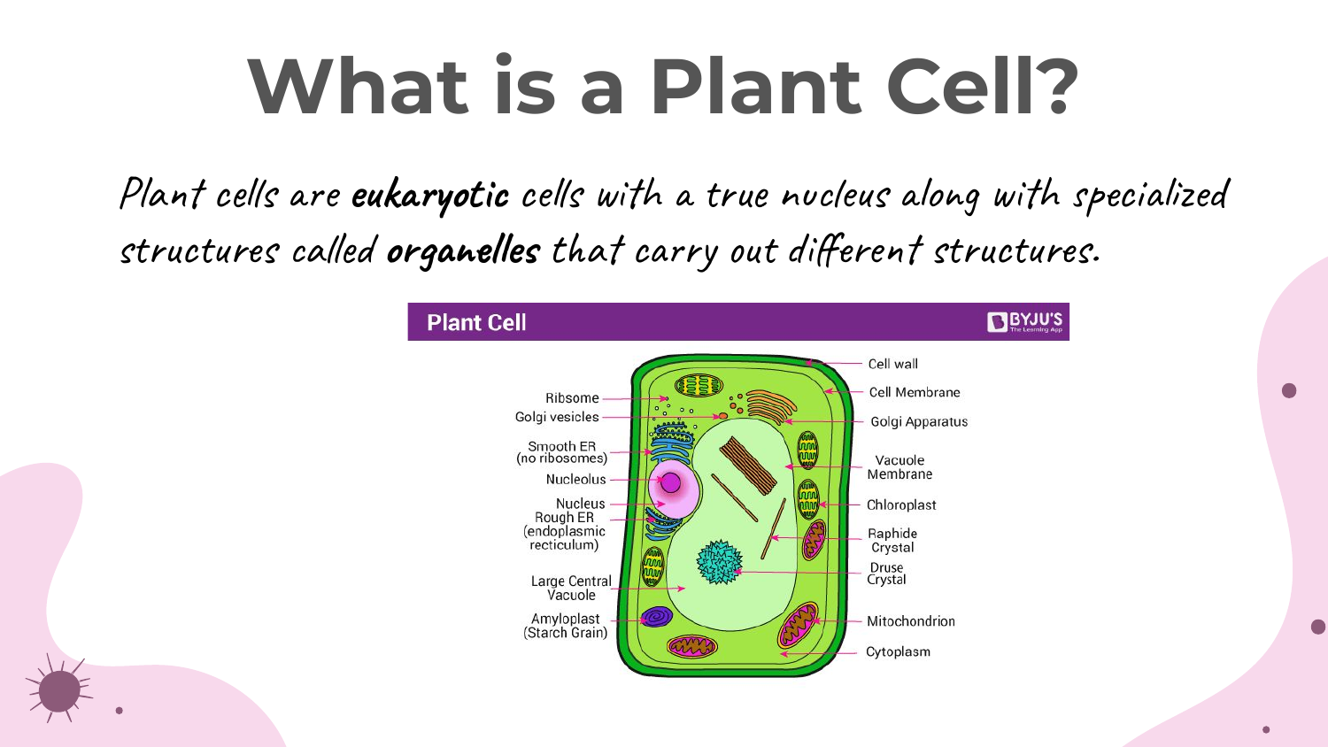# What is a Plant Cell?

*Plant cells are **eukaryotic** cells with a true nucleus along with specialized structures called **organelles** that carry out different structures.*

**Plant Cell**

BYJU'S The Learning App

- Cell wall
- Cell Membrane
- Golgi Apparatus
- Vacuole Membrane
- Chloroplast
- Raphide Crystal
- Druse Crystal
- Mitochondrion
- Cytoplasm
- Ribsome
- Golgi vesicles
- Smooth ER (no ribosomes)
- Nucleolus
- Nucleus
- Rough ER (endoplasmic recticulum)
- Large Central Vacuole
- Amyloplast (Starch Grain)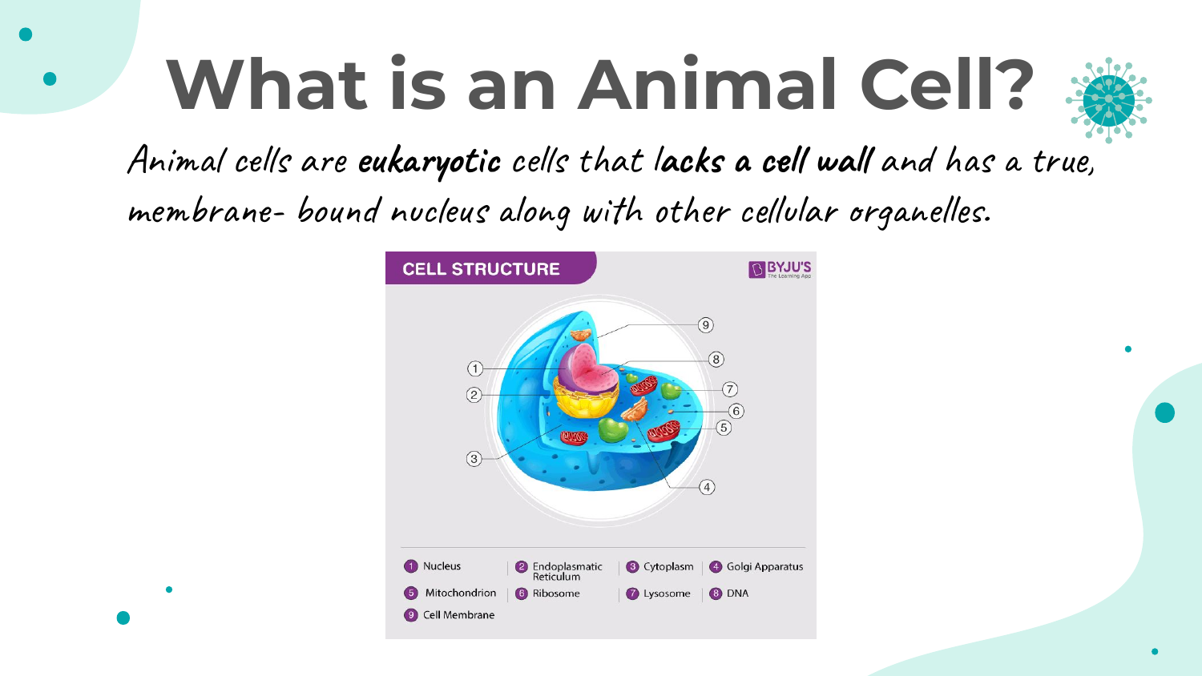# What is an Animal Cell?

Animal cells are **eukaryotic** cells that l**acks a cell wall** and has a true, membrane- bound nucleus along with other cellular organelles.

**CELL STRUCTURE**

1. Nucleus
2. Endoplasmatic Reticulum
3. Cytoplasm
4. Golgi Apparatus
5. Mitochondrion
6. Ribosome
7. Lysosome
8. DNA
9. Cell Membrane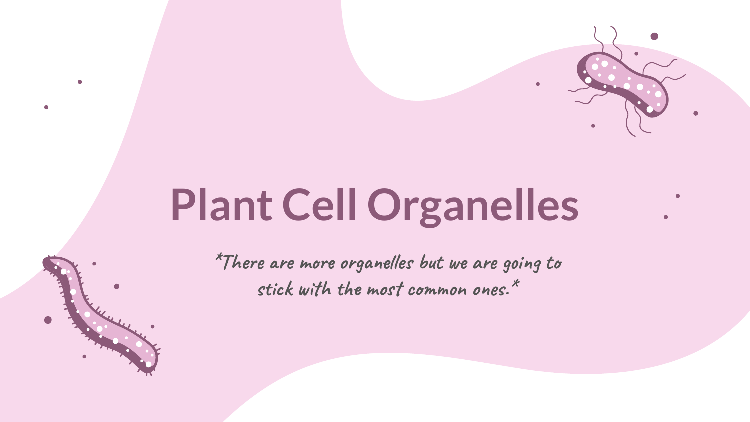# Plant Cell Organelles

*There are more organelles but we are going to stick with the most common ones.*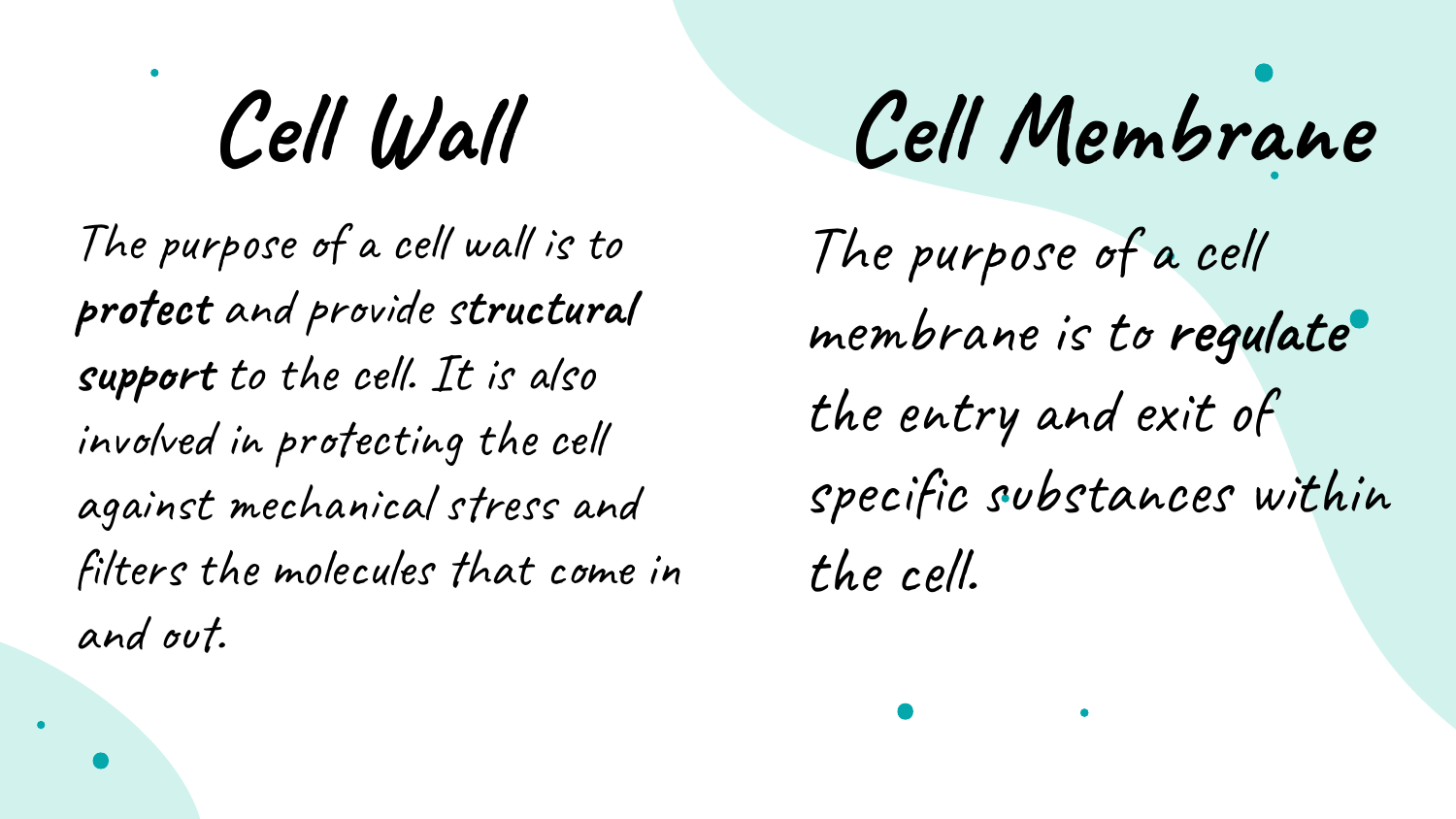## Cell Wall

The purpose of a cell wall is to **protect** and provide **structural support** to the cell. It is also involved in protecting the cell against mechanical stress and filters the molecules that come in and out.

## Cell Membrane

The purpose of a cell membrane is to **regulate** the entry and exit of specific substances within the cell.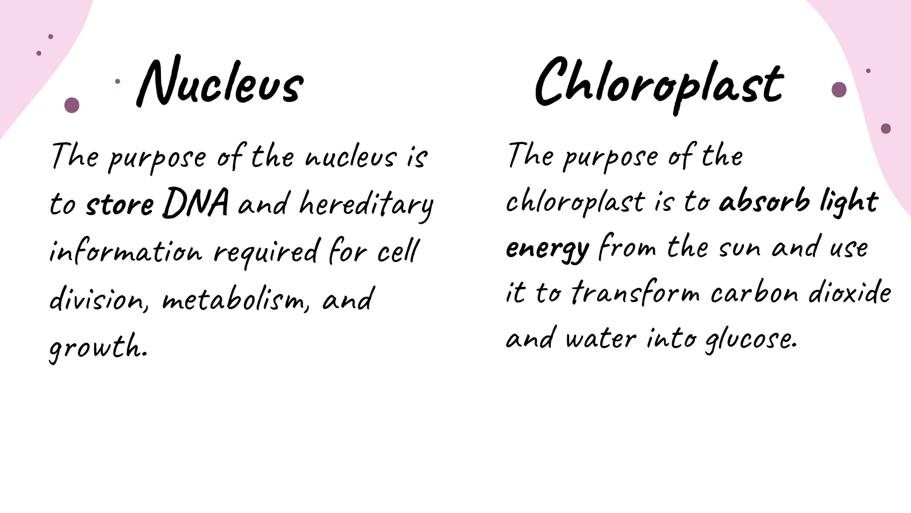## Nucleus

The purpose of the nucleus is to **store DNA** and hereditary information required for cell division, metabolism, and growth.

## Chloroplast

The purpose of the chloroplast is to **absorb light energy** from the sun and use it to transform carbon dioxide and water into glucose.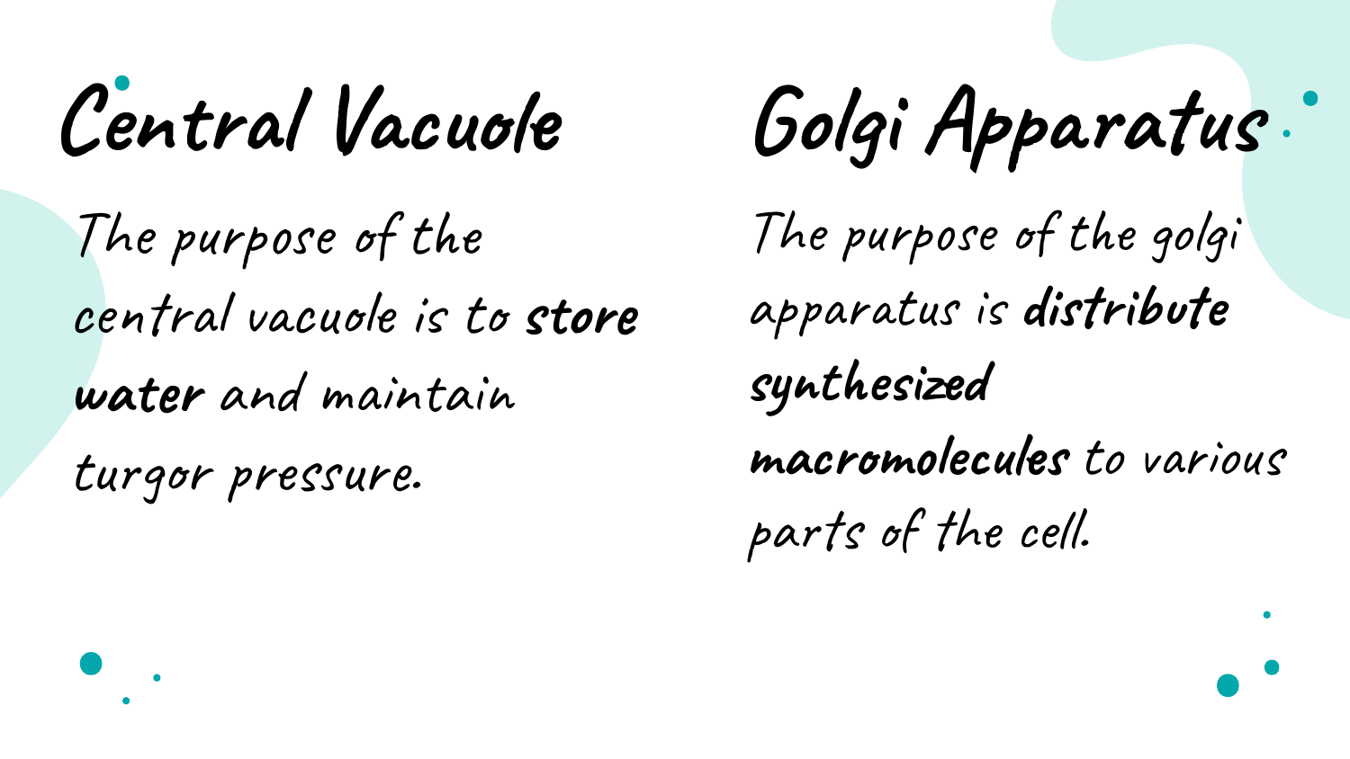## Central Vacuole

The purpose of the central vacuole is to **store water** and maintain turgor pressure.

## Golgi Apparatus

The purpose of the golgi apparatus is **distribute synthesized macromolecules** to various parts of the cell.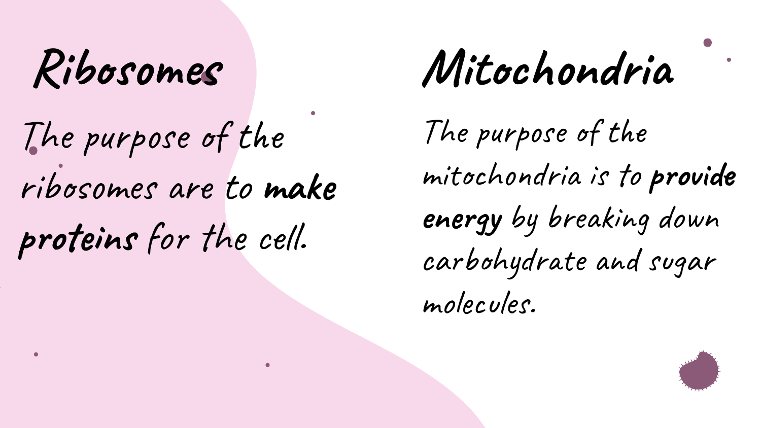## Ribosomes

The purpose of the ribosomes are to **make proteins** for the cell.

## Mitochondria

The purpose of the mitochondria is to **provide energy** by breaking down carbohydrate and sugar molecules.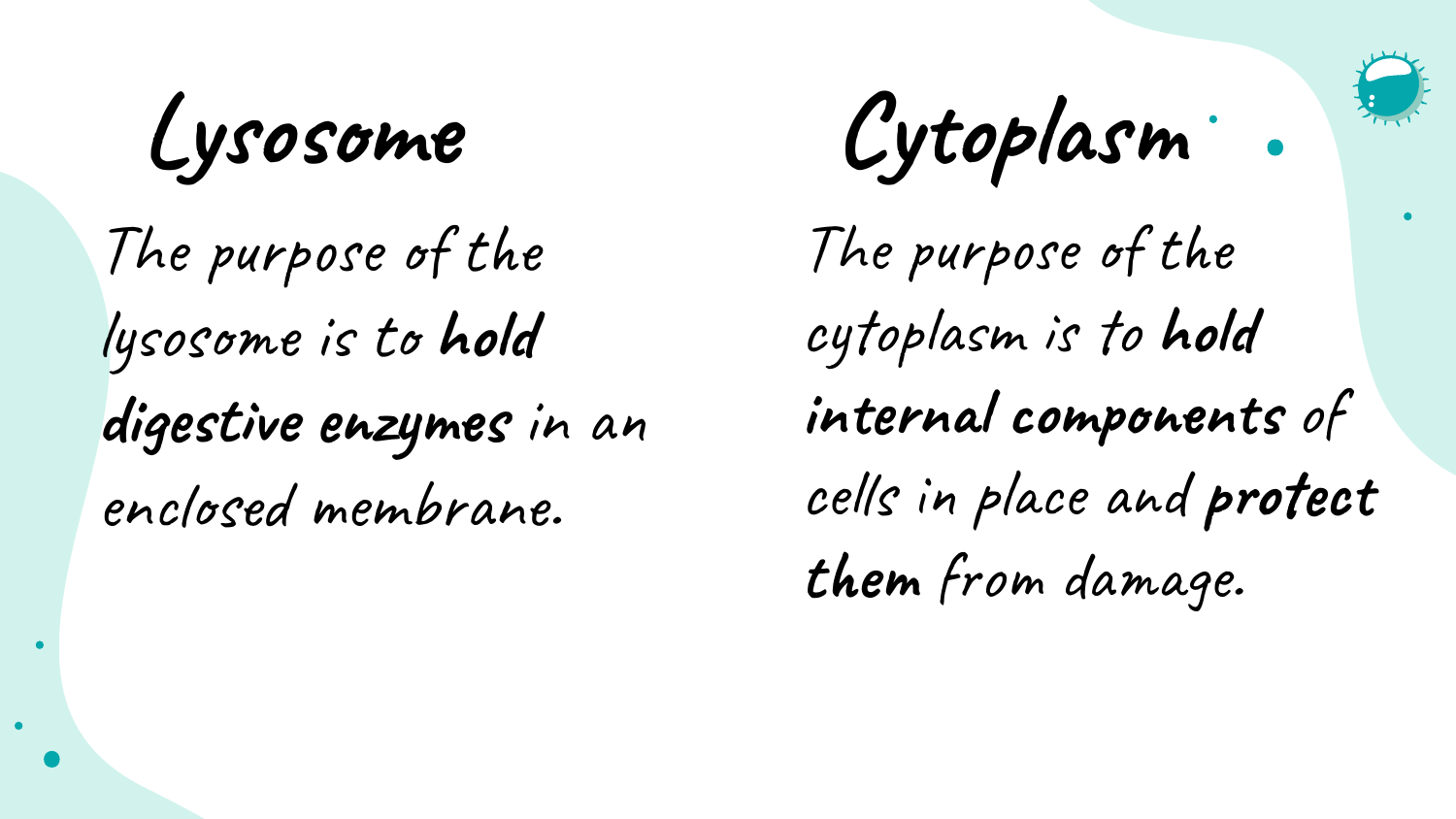## Lysosome

The purpose of the lysosome is to **hold digestive enzymes** in an enclosed membrane.

## Cytoplasm

The purpose of the cytoplasm is to **hold internal components** of cells in place and **protect them** from damage.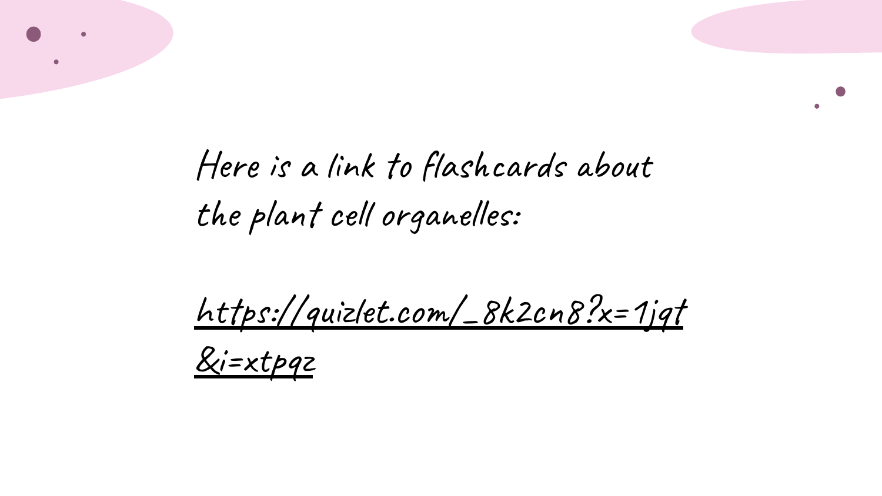Here is a link to flashcards about the plant cell organelles:

https://quizlet.com/_8k2cn8?x=1jqt&i=xtpqz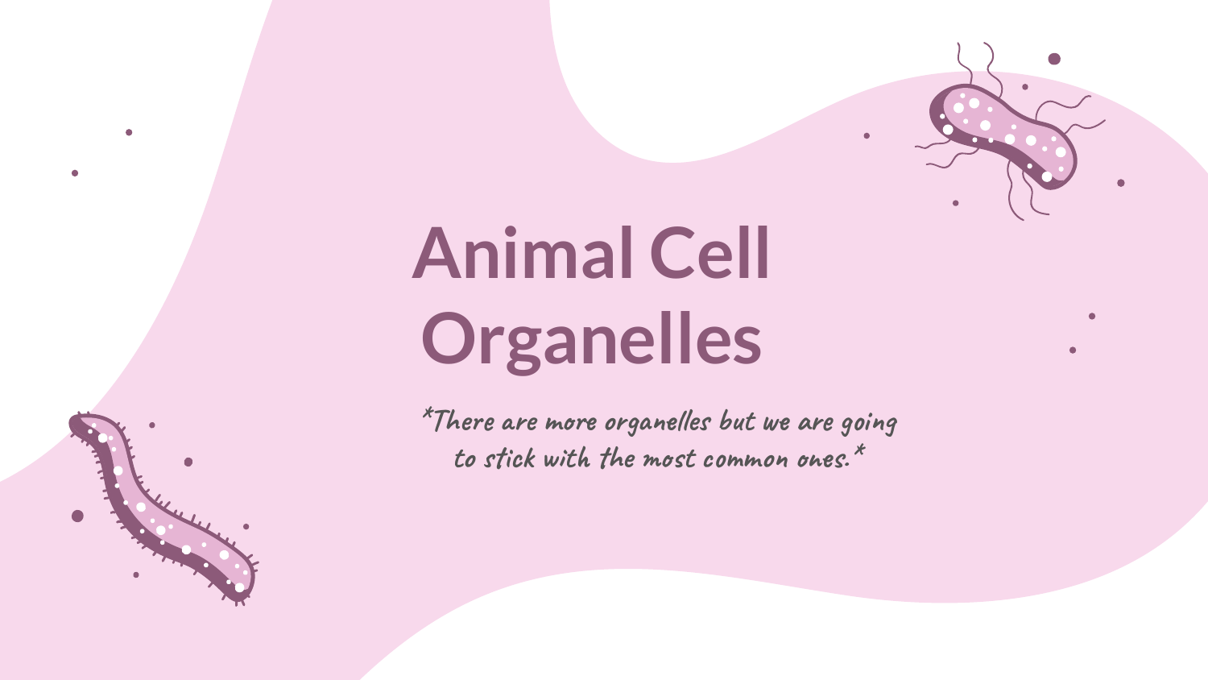# Animal Cell Organelles

*There are more organelles but we are going to stick with the most common ones.*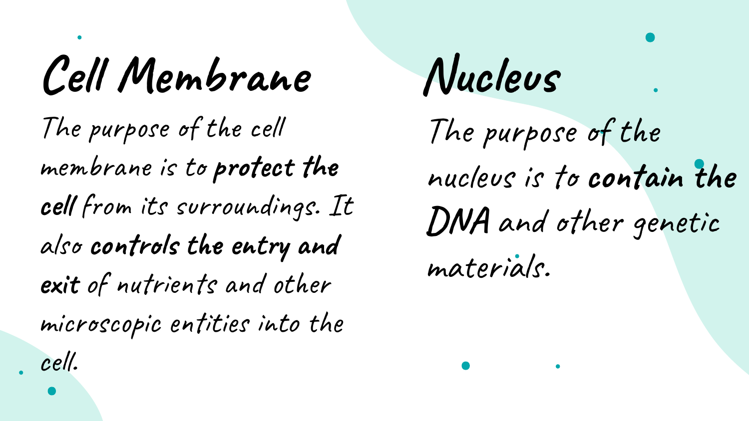## Cell Membrane

The purpose of the cell membrane is to **protect the cell** from its surroundings. It also **controls the entry and exit** of nutrients and other microscopic entities into the cell.

## Nucleus

The purpose of the nucleus is to **contain the DNA** and other genetic materials.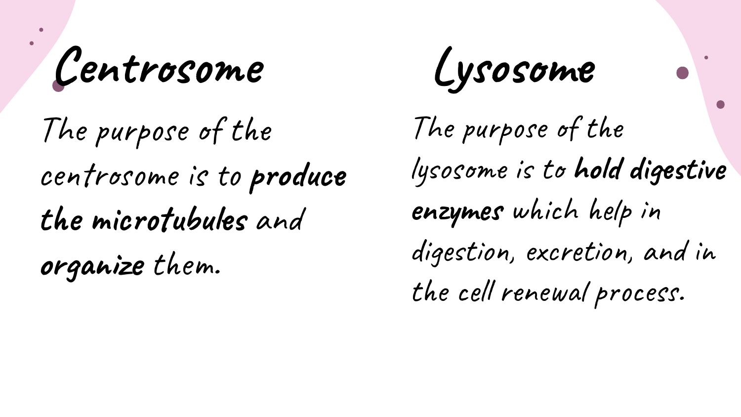## Centrosome

The purpose of the centrosome is to **produce the microtubules** and **organize** them.

## Lysosome

The purpose of the lysosome is to **hold digestive enzymes** which help in digestion, excretion, and in the cell renewal process.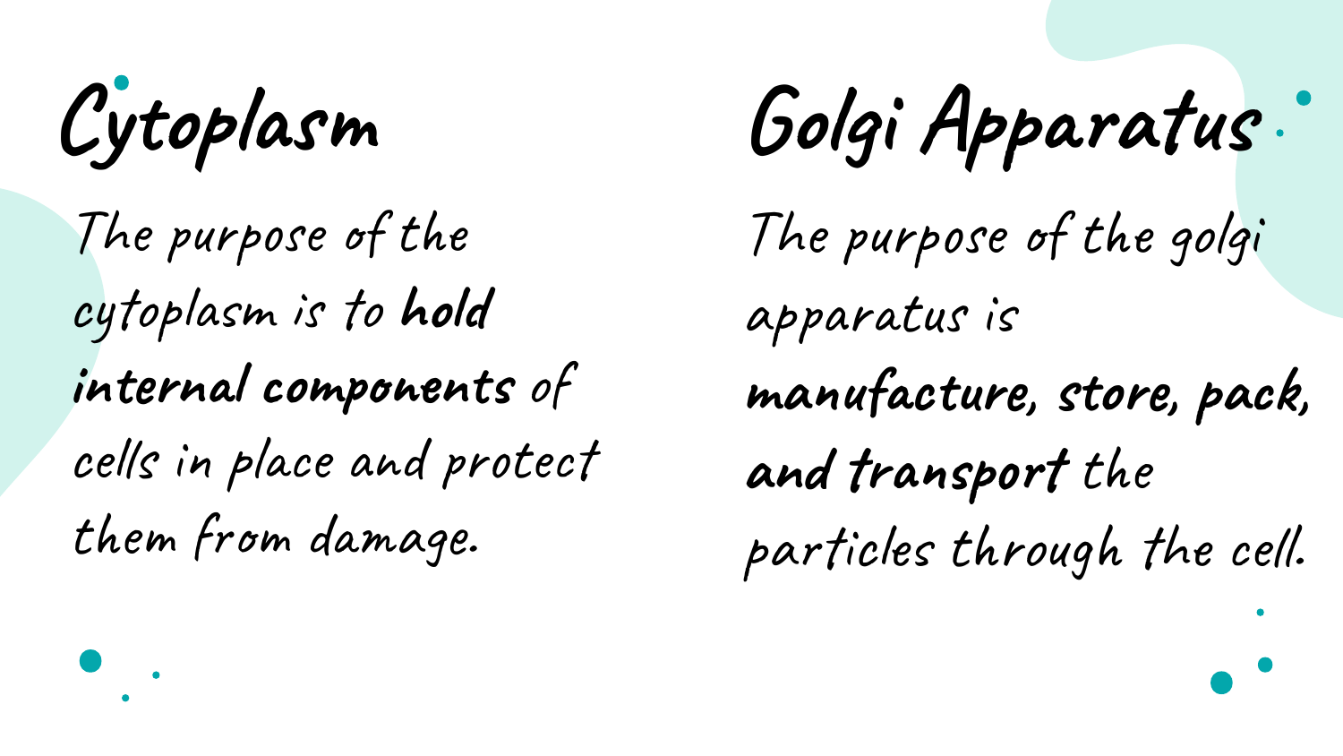## Cytoplasm

The purpose of the cytoplasm is to **hold internal components** of cells in place and protect them from damage.

## Golgi Apparatus

The purpose of the golgi apparatus is **manufacture, store, pack, and transport** the particles through the cell.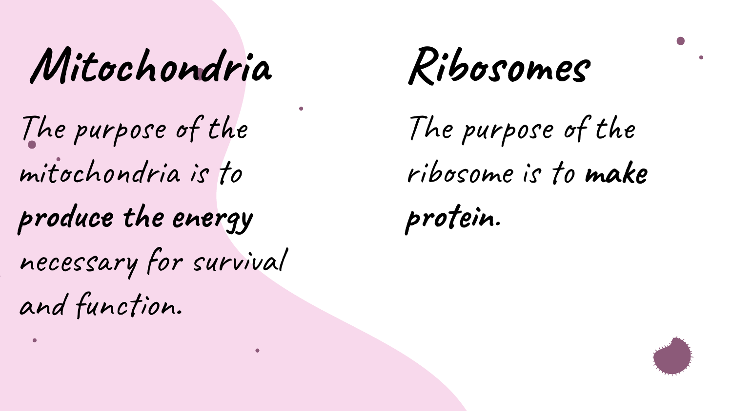## Mitochondria

The purpose of the mitochondria is to **produce the energy** necessary for survival and function.

## Ribosomes

The purpose of the ribosome is to **make protein.**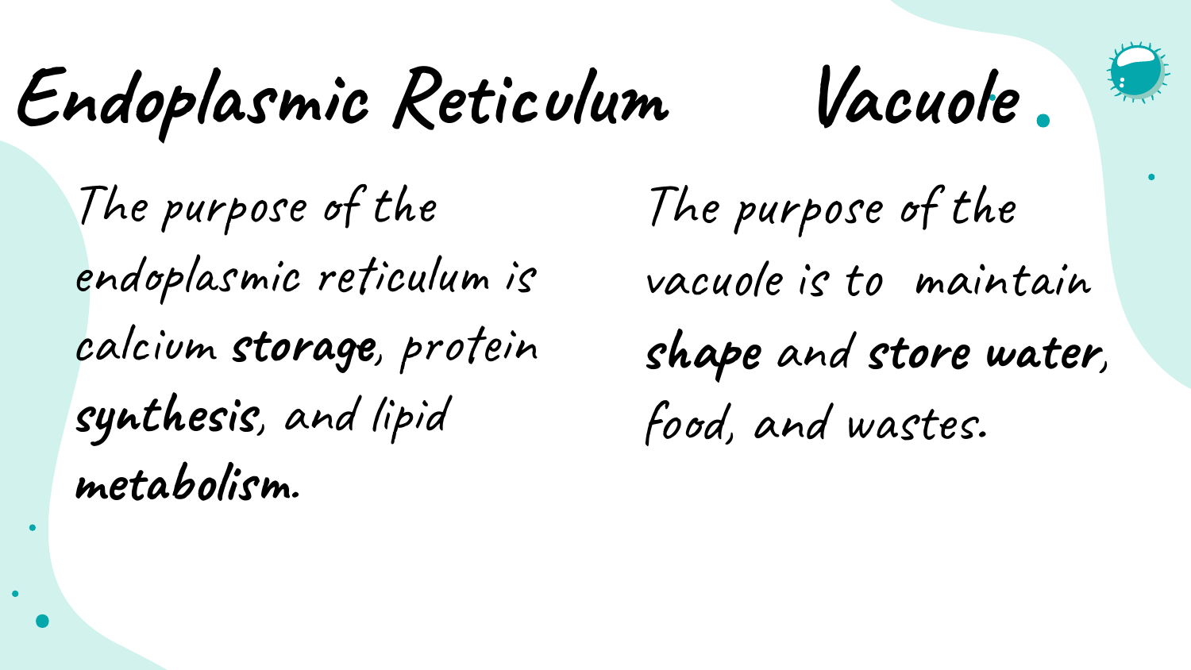## Endoplasmic Reticulum

The purpose of the endoplasmic reticulum is calcium **storage**, protein **synthesis**, and lipid **metabolism.**

## Vacuole

The purpose of the vacuole is to maintain **shape** and **store water,** food, and wastes.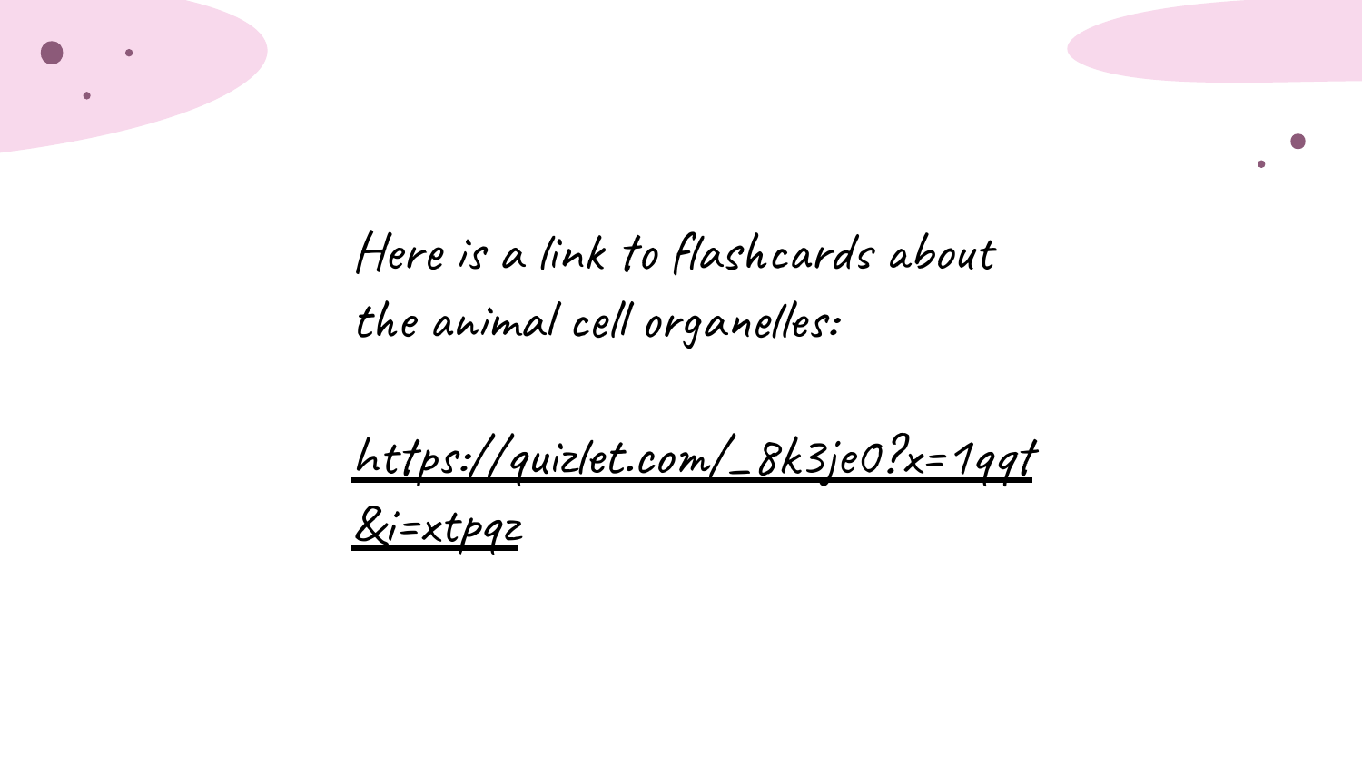Here is a link to flashcards about the animal cell organelles:

https://quizlet.com/_8k3je0?x=1qqt&i=xtpqz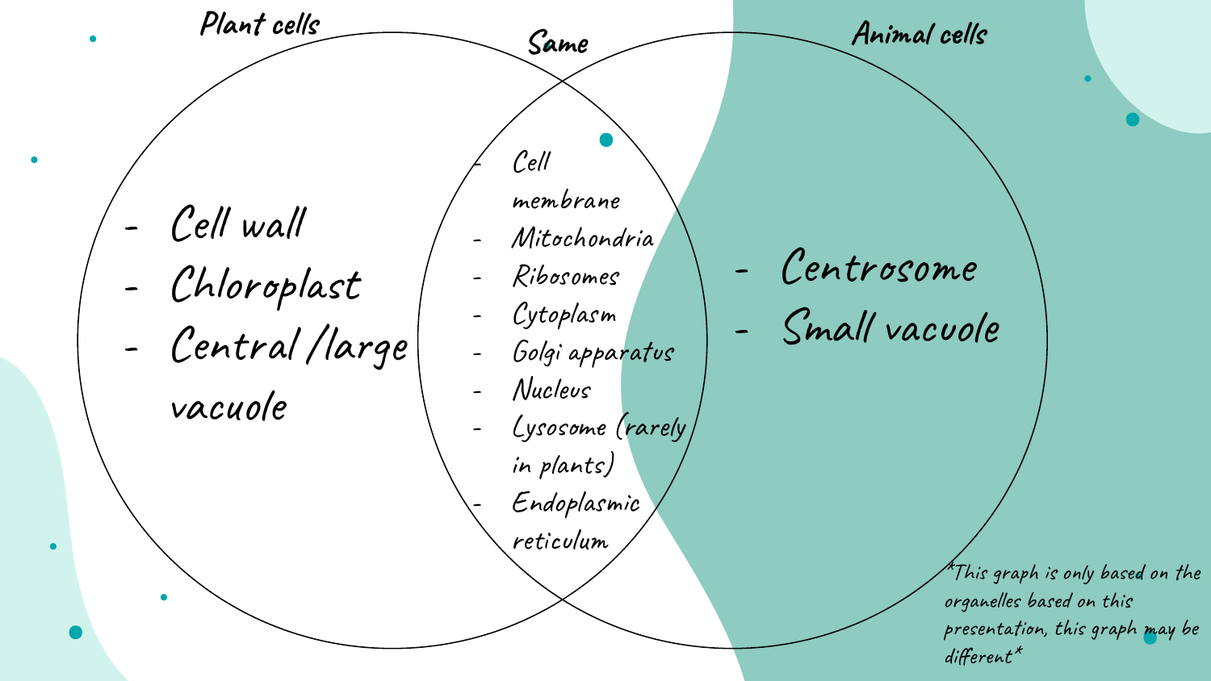## Plant cells

- Cell wall
- Chloroplast
- Central /large vacuole

## Same

- Cell membrane
- Mitochondria
- Ribosomes
- Cytoplasm
- Golgi apparatus
- Nucleus
- Lysosome (rarely in plants)
- Endoplasmic reticulum

## Animal cells

- Centrosome
- Small vacuole

*This graph is only based on the organelles based on this presentation, this graph may be different*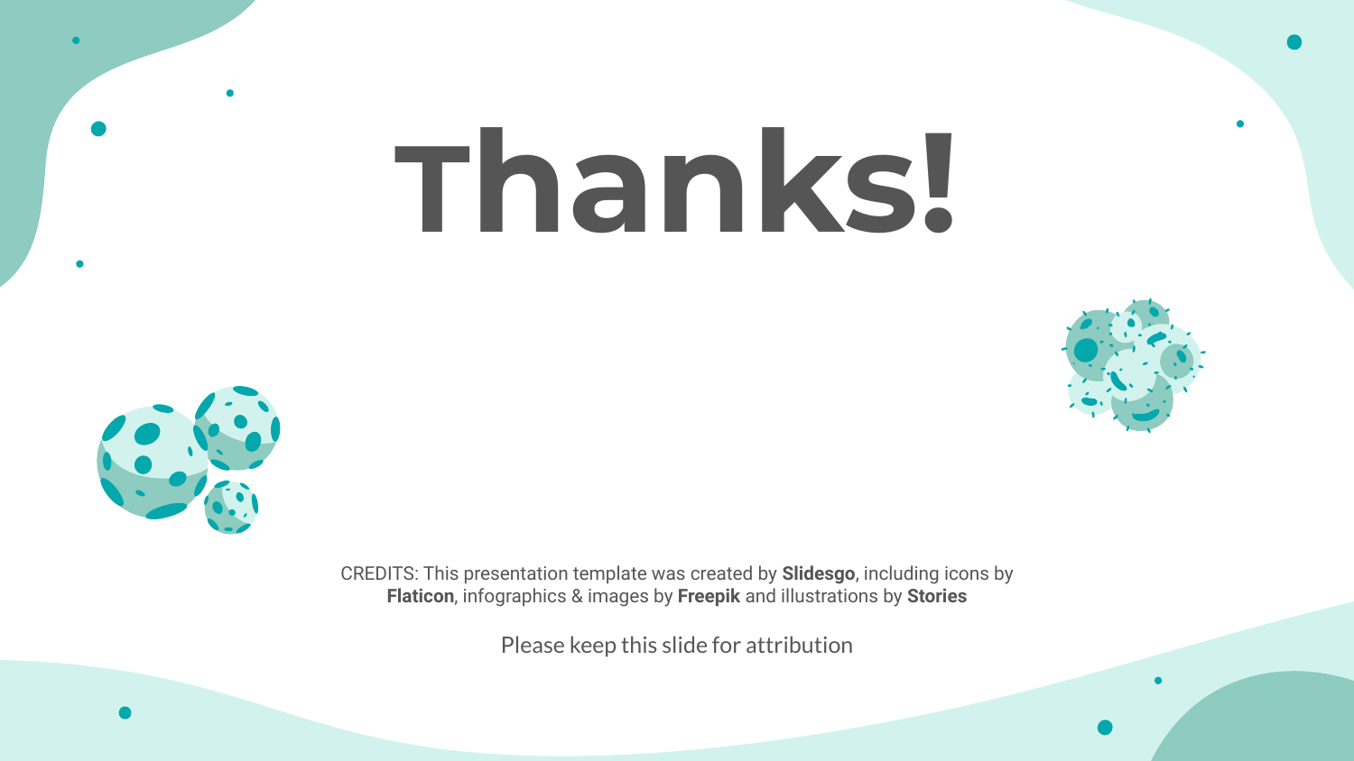# Thanks!

CREDITS: This presentation template was created by **Slidesgo**, including icons by **Flaticon**, infographics & images by **Freepik** and illustrations by **Stories**

Please keep this slide for attribution